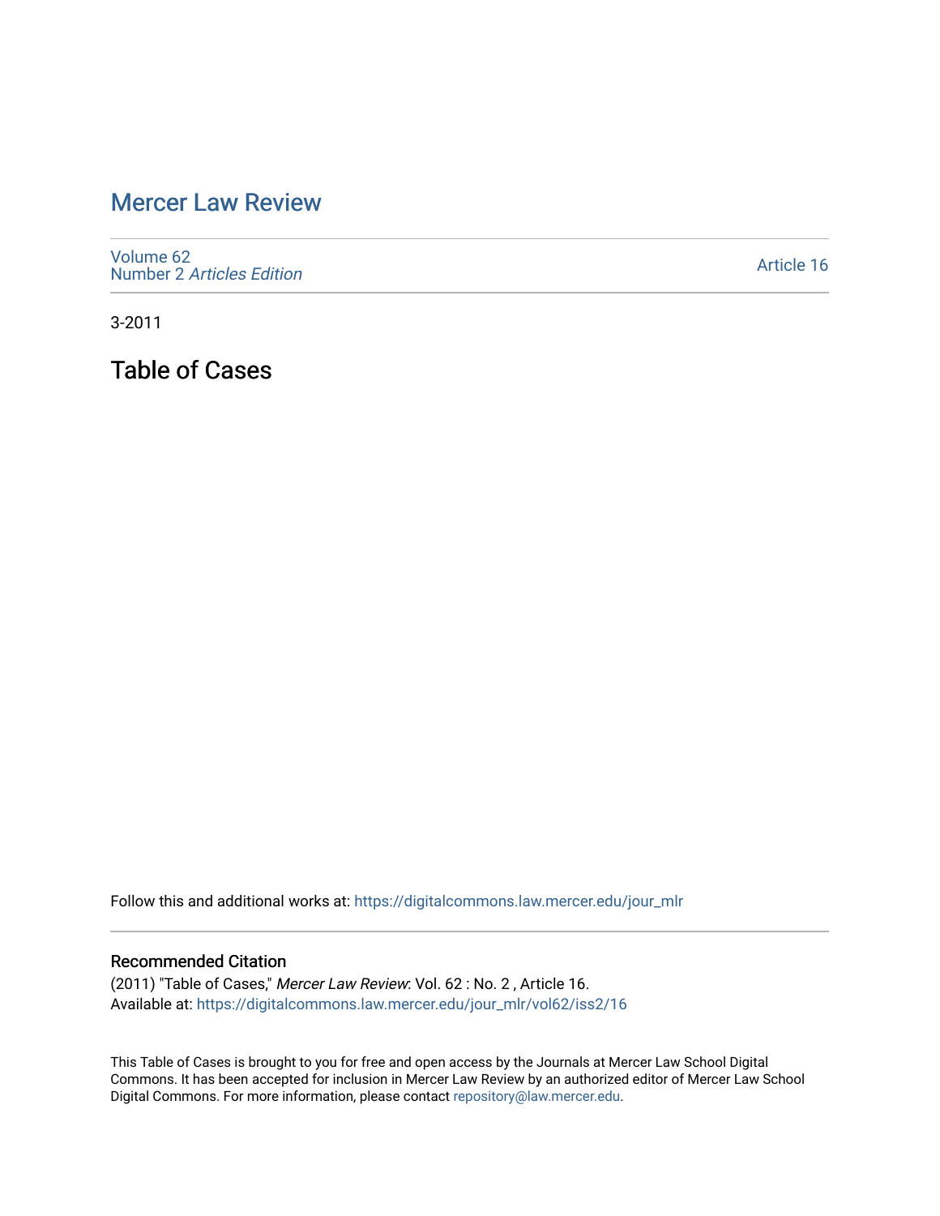# Mercer Law Review

Volume 62
Number 2 *Articles Edition*

Article 16

3-2011

## Table of Cases

Follow this and additional works at: https://digitalcommons.law.mercer.edu/jour_mlr

### Recommended Citation

(2011) "Table of Cases," *Mercer Law Review*: Vol. 62 : No. 2 , Article 16.
Available at: https://digitalcommons.law.mercer.edu/jour_mlr/vol62/iss2/16

This Table of Cases is brought to you for free and open access by the Journals at Mercer Law School Digital Commons. It has been accepted for inclusion in Mercer Law Review by an authorized editor of Mercer Law School Digital Commons. For more information, please contact repository@law.mercer.edu.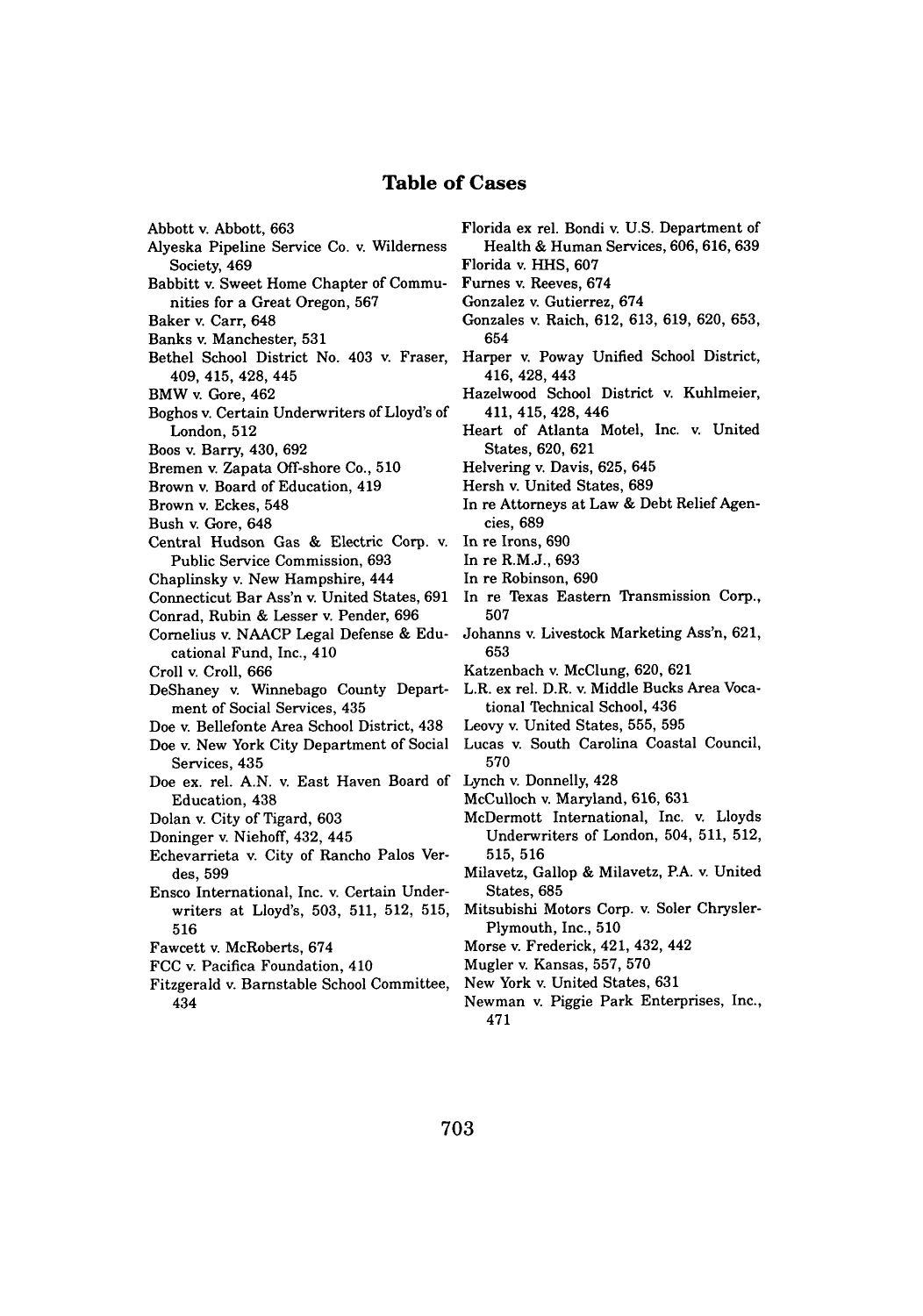## Table of Cases

Abbott v. Abbott, 663
Alyeska Pipeline Service Co. v. Wilderness Society, 469
Babbitt v. Sweet Home Chapter of Communities for a Great Oregon, 567
Baker v. Carr, 648
Banks v. Manchester, 531
Bethel School District No. 403 v. Fraser, 409, 415, 428, 445
BMW v. Gore, 462
Boghos v. Certain Underwriters of Lloyd's of London, 512
Boos v. Barry, 430, 692
Bremen v. Zapata Off-shore Co., 510
Brown v. Board of Education, 419
Brown v. Eckes, 548
Bush v. Gore, 648
Central Hudson Gas & Electric Corp. v. Public Service Commission, 693
Chaplinsky v. New Hampshire, 444
Connecticut Bar Ass'n v. United States, 691
Conrad, Rubin & Lesser v. Pender, 696
Cornelius v. NAACP Legal Defense & Educational Fund, Inc., 410
Croll v. Croll, 666
DeShaney v. Winnebago County Department of Social Services, 435
Doe v. Bellefonte Area School District, 438
Doe v. New York City Department of Social Services, 435
Doe ex. rel. A.N. v. East Haven Board of Education, 438
Dolan v. City of Tigard, 603
Doninger v. Niehoff, 432, 445
Echevarrieta v. City of Rancho Palos Verdes, 599
Ensco International, Inc. v. Certain Underwriters at Lloyd's, 503, 511, 512, 515, 516
Fawcett v. McRoberts, 674
FCC v. Pacifica Foundation, 410
Fitzgerald v. Barnstable School Committee, 434
Florida ex rel. Bondi v. U.S. Department of Health & Human Services, 606, 616, 639
Florida v. HHS, 607
Furnes v. Reeves, 674
Gonzalez v. Gutierrez, 674
Gonzales v. Raich, 612, 613, 619, 620, 653, 654
Harper v. Poway Unified School District, 416, 428, 443
Hazelwood School District v. Kuhlmeier, 411, 415, 428, 446
Heart of Atlanta Motel, Inc. v. United States, 620, 621
Helvering v. Davis, 625, 645
Hersh v. United States, 689
In re Attorneys at Law & Debt Relief Agencies, 689
In re Irons, 690
In re R.M.J., 693
In re Robinson, 690
In re Texas Eastern Transmission Corp., 507
Johanns v. Livestock Marketing Ass'n, 621, 653
Katzenbach v. McClung, 620, 621
L.R. ex rel. D.R. v. Middle Bucks Area Vocational Technical School, 436
Leovy v. United States, 555, 595
Lucas v. South Carolina Coastal Council, 570
Lynch v. Donnelly, 428
McCulloch v. Maryland, 616, 631
McDermott International, Inc. v. Lloyds Underwriters of London, 504, 511, 512, 515, 516
Milavetz, Gallop & Milavetz, P.A. v. United States, 685
Mitsubishi Motors Corp. v. Soler Chrysler-Plymouth, Inc., 510
Morse v. Frederick, 421, 432, 442
Mugler v. Kansas, 557, 570
New York v. United States, 631
Newman v. Piggie Park Enterprises, Inc., 471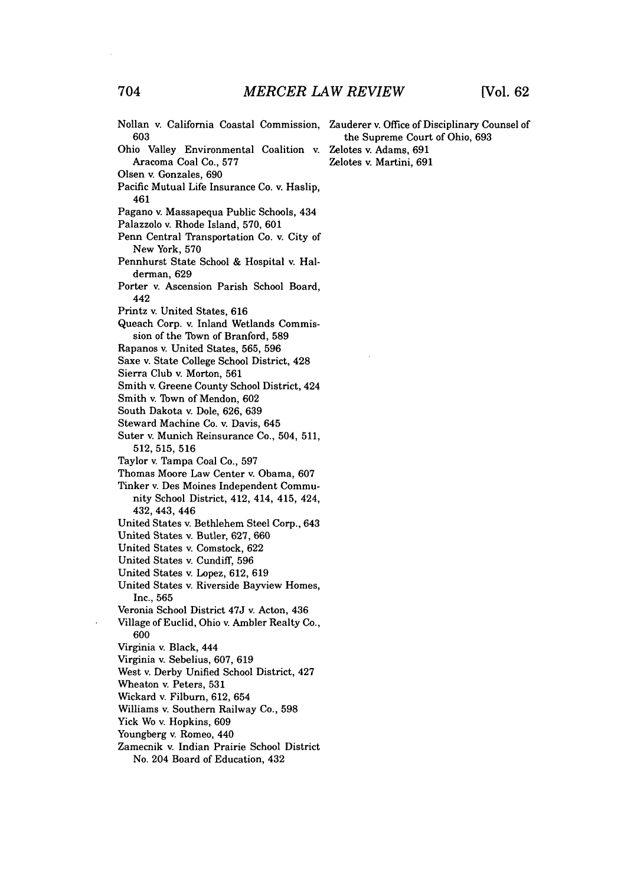Nollan v. California Coastal Commission, 603

Ohio Valley Environmental Coalition v. Aracoma Coal Co., 577

Olsen v. Gonzales, 690

Pacific Mutual Life Insurance Co. v. Haslip, 461

Pagano v. Massapequa Public Schools, 434

Palazzolo v. Rhode Island, 570, 601

Penn Central Transportation Co. v. City of New York, 570

Pennhurst State School & Hospital v. Halderman, 629

Porter v. Ascension Parish School Board, 442

Printz v. United States, 616

Queach Corp. v. Inland Wetlands Commission of the Town of Branford, 589

Rapanos v. United States, 565, 596

Saxe v. State College School District, 428

Sierra Club v. Morton, 561

Smith v. Greene County School District, 424

Smith v. Town of Mendon, 602

South Dakota v. Dole, 626, 639

Steward Machine Co. v. Davis, 645

Suter v. Munich Reinsurance Co., 504, 511, 512, 515, 516

Taylor v. Tampa Coal Co., 597

Thomas Moore Law Center v. Obama, 607

Tinker v. Des Moines Independent Community School District, 412, 414, 415, 424, 432, 443, 446

United States v. Bethlehem Steel Corp., 643

United States v. Butler, 627, 660

United States v. Comstock, 622

United States v. Cundiff, 596

United States v. Lopez, 612, 619

United States v. Riverside Bayview Homes, Inc., 565

Veronia School District 47J v. Acton, 436

Village of Euclid, Ohio v. Ambler Realty Co., 600

Virginia v. Black, 444

Virginia v. Sebelius, 607, 619

West v. Derby Unified School District, 427

Wheaton v. Peters, 531

Wickard v. Filburn, 612, 654

Williams v. Southern Railway Co., 598

Yick Wo v. Hopkins, 609

Youngberg v. Romeo, 440

Zamecnik v. Indian Prairie School District No. 204 Board of Education, 432

Zauderer v. Office of Disciplinary Counsel of the Supreme Court of Ohio, 693

Zelotes v. Adams, 691

Zelotes v. Martini, 691